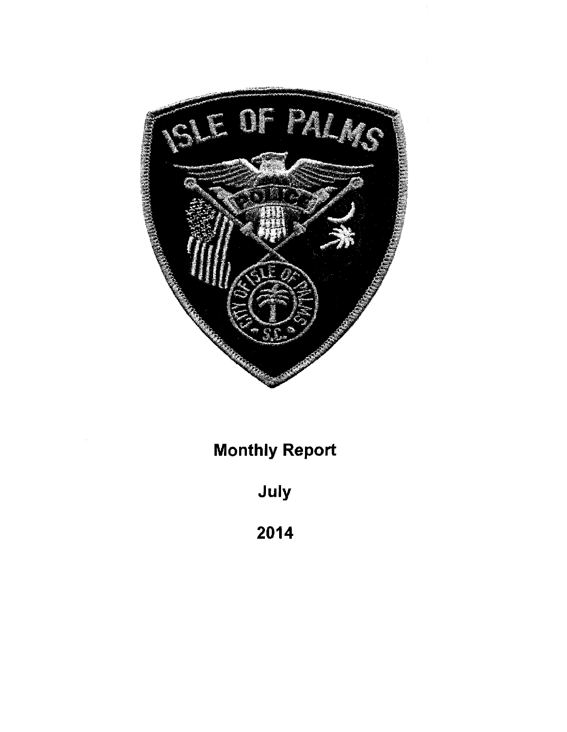# Monthly Report

## July

## 2014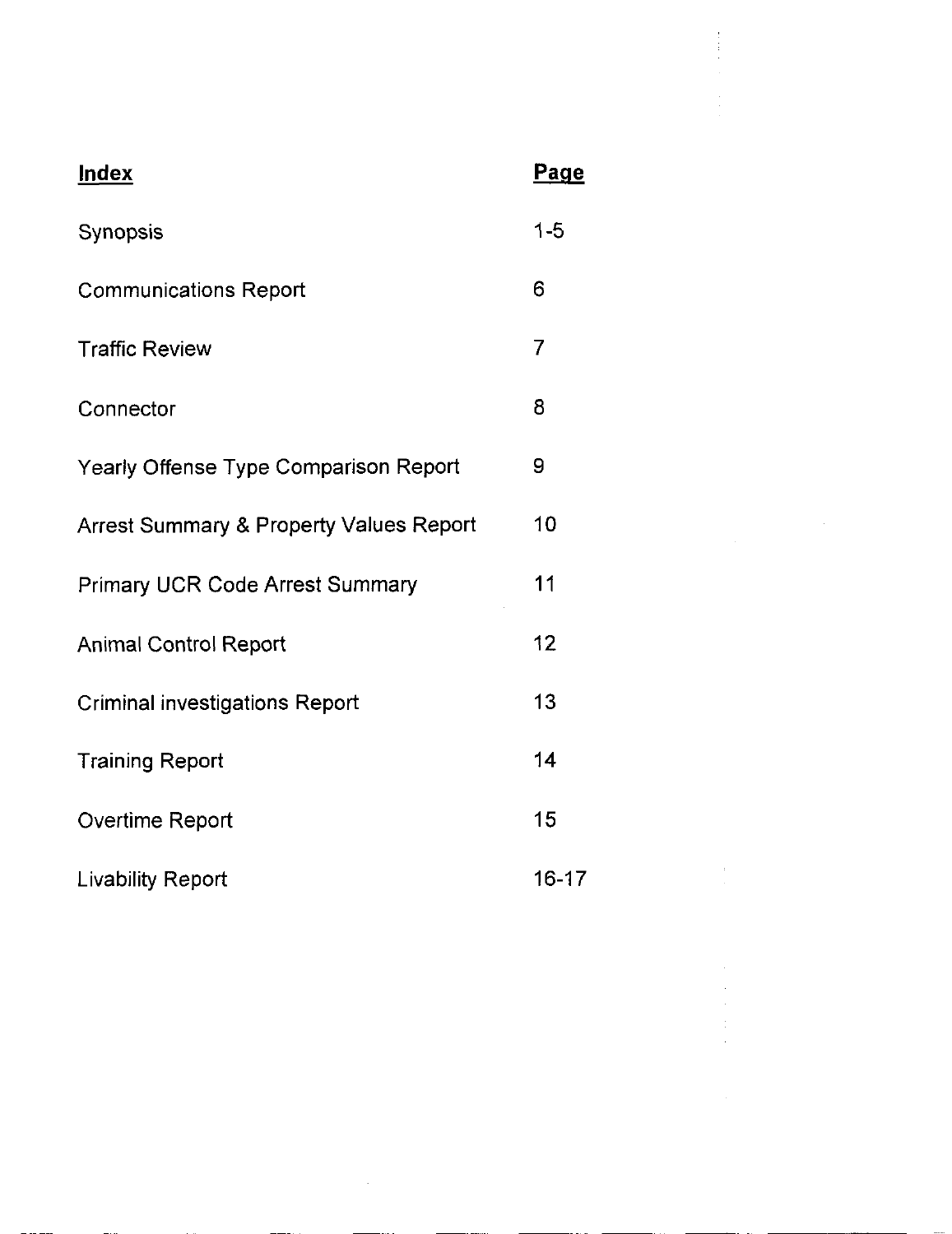| **Index** | **Page** |
|---|---|
| Synopsis | 1-5 |
| Communications Report | 6 |
| Traffic Review | 7 |
| Connector | 8 |
| Yearly Offense Type Comparison Report | 9 |
| Arrest Summary & Property Values Report | 10 |
| Primary UCR Code Arrest Summary | 11 |
| Animal Control Report | 12 |
| Criminal investigations Report | 13 |
| Training Report | 14 |
| Overtime Report | 15 |
| Livability Report | 16-17 |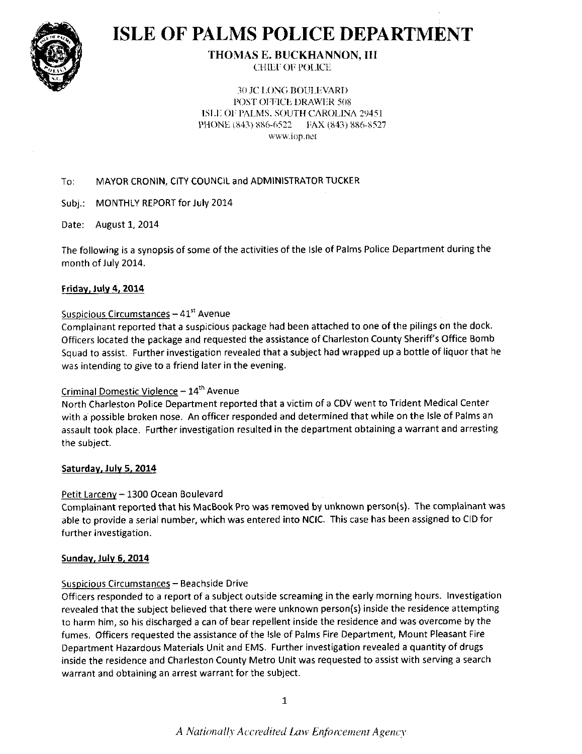# ISLE OF PALMS POLICE DEPARTMENT

**THOMAS E. BUCKHANNON, III**
CHIEF OF POLICE

30 JC LONG BOULEVARD
POST OFFICE DRAWER 508
ISLE OF PALMS, SOUTH CAROLINA 29451
PHONE (843) 886-6522 FAX (843) 886-8527
www.iop.net

To: MAYOR CRONIN, CITY COUNCIL and ADMINISTRATOR TUCKER

Subj.: MONTHLY REPORT for July 2014

Date: August 1, 2014

The following is a synopsis of some of the activities of the Isle of Palms Police Department during the month of July 2014.

**Friday, July 4, 2014**

Suspicious Circumstances – 41st Avenue
Complainant reported that a suspicious package had been attached to one of the pilings on the dock. Officers located the package and requested the assistance of Charleston County Sheriff's Office Bomb Squad to assist. Further investigation revealed that a subject had wrapped up a bottle of liquor that he was intending to give to a friend later in the evening.

Criminal Domestic Violence – 14th Avenue
North Charleston Police Department reported that a victim of a CDV went to Trident Medical Center with a possible broken nose. An officer responded and determined that while on the Isle of Palms an assault took place. Further investigation resulted in the department obtaining a warrant and arresting the subject.

**Saturday, July 5, 2014**

Petit Larceny – 1300 Ocean Boulevard
Complainant reported that his MacBook Pro was removed by unknown person(s). The complainant was able to provide a serial number, which was entered into NCIC. This case has been assigned to CID for further investigation.

**Sunday, July 6, 2014**

Suspicious Circumstances – Beachside Drive
Officers responded to a report of a subject outside screaming in the early morning hours. Investigation revealed that the subject believed that there were unknown person(s) inside the residence attempting to harm him, so his discharged a can of bear repellent inside the residence and was overcome by the fumes. Officers requested the assistance of the Isle of Palms Fire Department, Mount Pleasant Fire Department Hazardous Materials Unit and EMS. Further investigation revealed a quantity of drugs inside the residence and Charleston County Metro Unit was requested to assist with serving a search warrant and obtaining an arrest warrant for the subject.

*A Nationally Accredited Law Enforcement Agency*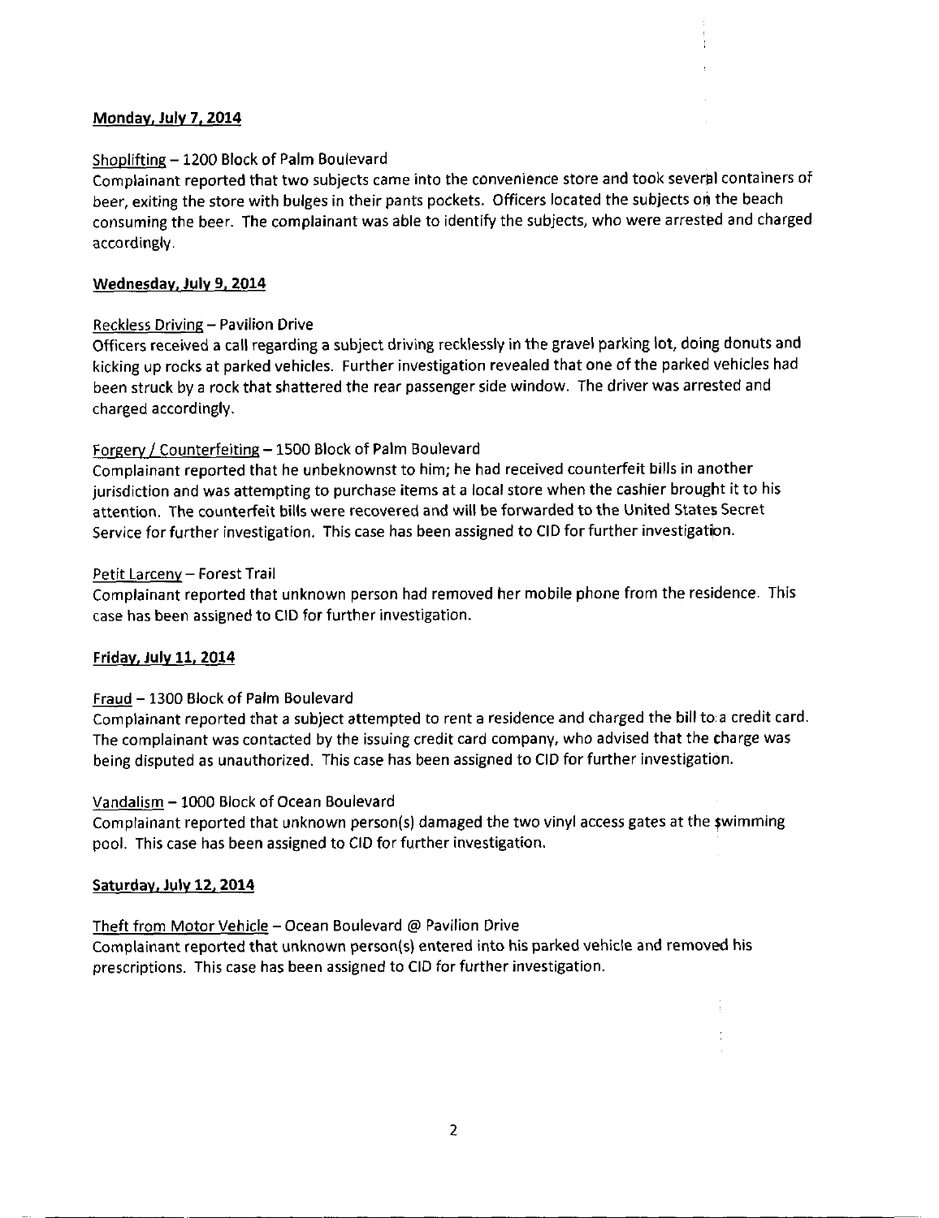**Monday, July 7, 2014**

Shoplifting – 1200 Block of Palm Boulevard
Complainant reported that two subjects came into the convenience store and took several containers of beer, exiting the store with bulges in their pants pockets. Officers located the subjects on the beach consuming the beer. The complainant was able to identify the subjects, who were arrested and charged accordingly.

**Wednesday, July 9, 2014**

Reckless Driving – Pavilion Drive
Officers received a call regarding a subject driving recklessly in the gravel parking lot, doing donuts and kicking up rocks at parked vehicles. Further investigation revealed that one of the parked vehicles had been struck by a rock that shattered the rear passenger side window. The driver was arrested and charged accordingly.

Forgery / Counterfeiting – 1500 Block of Palm Boulevard
Complainant reported that he unbeknownst to him; he had received counterfeit bills in another jurisdiction and was attempting to purchase items at a local store when the cashier brought it to his attention. The counterfeit bills were recovered and will be forwarded to the United States Secret Service for further investigation. This case has been assigned to CID for further investigation.

Petit Larceny – Forest Trail
Complainant reported that unknown person had removed her mobile phone from the residence. This case has been assigned to CID for further investigation.

**Friday, July 11, 2014**

Fraud – 1300 Block of Palm Boulevard
Complainant reported that a subject attempted to rent a residence and charged the bill to a credit card. The complainant was contacted by the issuing credit card company, who advised that the charge was being disputed as unauthorized. This case has been assigned to CID for further investigation.

Vandalism – 1000 Block of Ocean Boulevard
Complainant reported that unknown person(s) damaged the two vinyl access gates at the swimming pool. This case has been assigned to CID for further investigation.

**Saturday, July 12, 2014**

Theft from Motor Vehicle – Ocean Boulevard @ Pavilion Drive
Complainant reported that unknown person(s) entered into his parked vehicle and removed his prescriptions. This case has been assigned to CID for further investigation.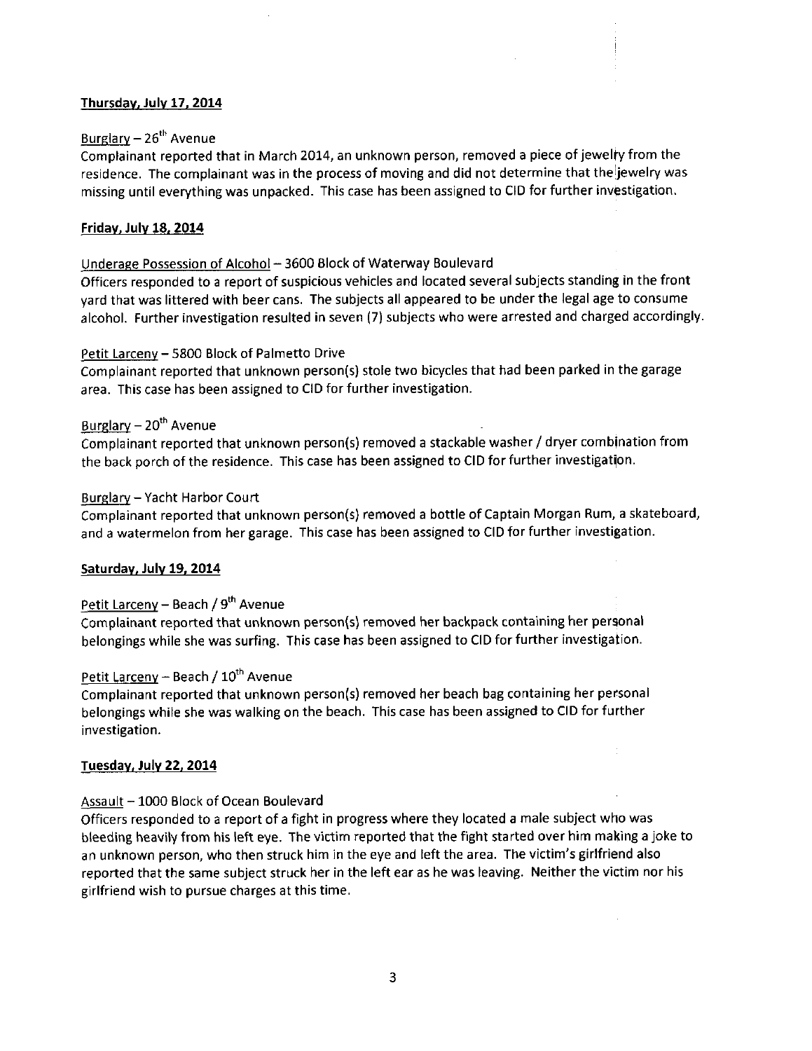**Thursday, July 17, 2014**

Burglary – 26th Avenue
Complainant reported that in March 2014, an unknown person, removed a piece of jewelry from the residence. The complainant was in the process of moving and did not determine that the jewelry was missing until everything was unpacked. This case has been assigned to CID for further investigation.

**Friday, July 18, 2014**

Underage Possession of Alcohol – 3600 Block of Waterway Boulevard
Officers responded to a report of suspicious vehicles and located several subjects standing in the front yard that was littered with beer cans. The subjects all appeared to be under the legal age to consume alcohol. Further investigation resulted in seven (7) subjects who were arrested and charged accordingly.

Petit Larceny – 5800 Block of Palmetto Drive
Complainant reported that unknown person(s) stole two bicycles that had been parked in the garage area. This case has been assigned to CID for further investigation.

Burglary – 20th Avenue
Complainant reported that unknown person(s) removed a stackable washer / dryer combination from the back porch of the residence. This case has been assigned to CID for further investigation.

Burglary – Yacht Harbor Court
Complainant reported that unknown person(s) removed a bottle of Captain Morgan Rum, a skateboard, and a watermelon from her garage. This case has been assigned to CID for further investigation.

**Saturday, July 19, 2014**

Petit Larceny – Beach / 9th Avenue
Complainant reported that unknown person(s) removed her backpack containing her personal belongings while she was surfing. This case has been assigned to CID for further investigation.

Petit Larceny – Beach / 10th Avenue
Complainant reported that unknown person(s) removed her beach bag containing her personal belongings while she was walking on the beach. This case has been assigned to CID for further investigation.

**Tuesday, July 22, 2014**

Assault – 1000 Block of Ocean Boulevard
Officers responded to a report of a fight in progress where they located a male subject who was bleeding heavily from his left eye. The victim reported that the fight started over him making a joke to an unknown person, who then struck him in the eye and left the area. The victim's girlfriend also reported that the same subject struck her in the left ear as he was leaving. Neither the victim nor his girlfriend wish to pursue charges at this time.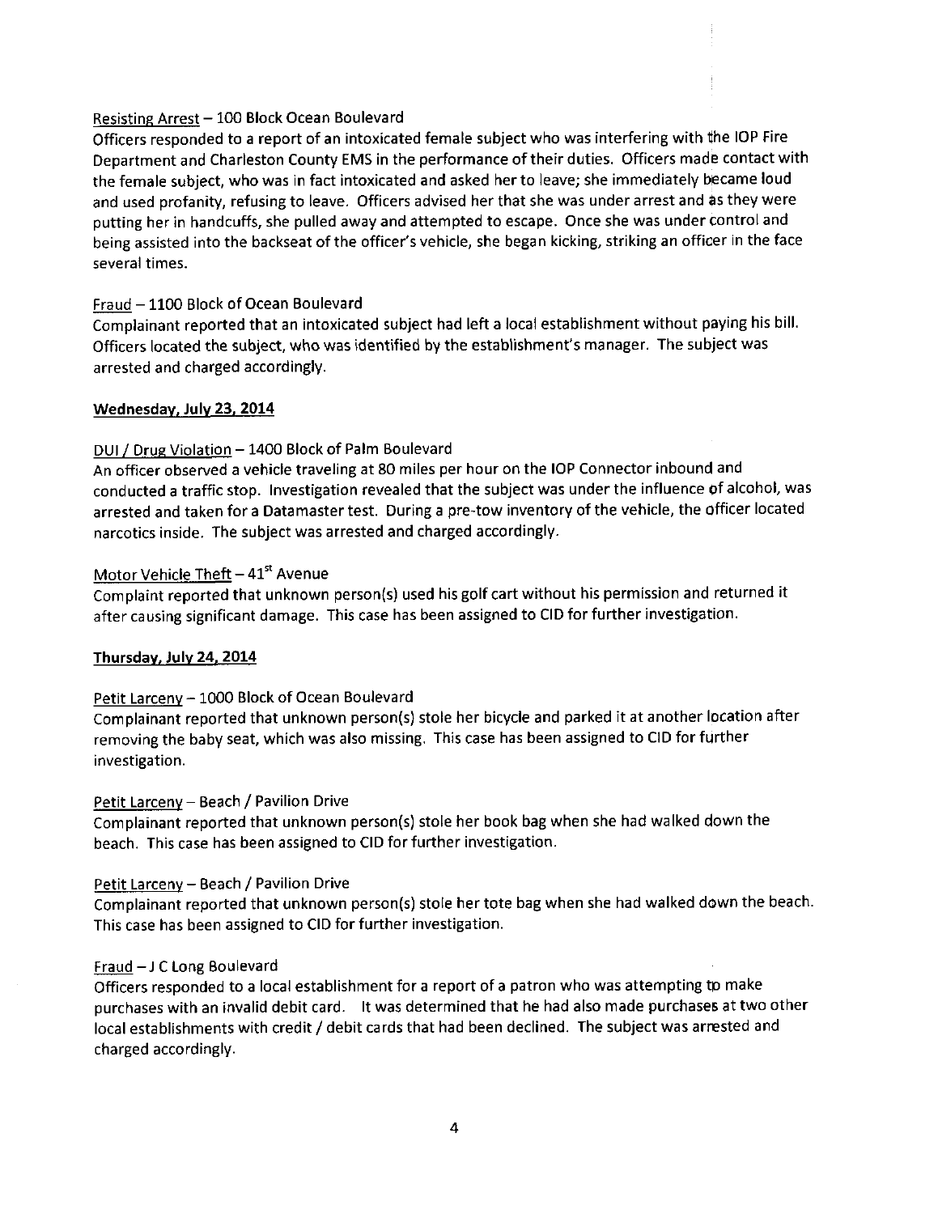Resisting Arrest – 100 Block Ocean Boulevard

Officers responded to a report of an intoxicated female subject who was interfering with the IOP Fire Department and Charleston County EMS in the performance of their duties. Officers made contact with the female subject, who was in fact intoxicated and asked her to leave; she immediately became loud and used profanity, refusing to leave. Officers advised her that she was under arrest and as they were putting her in handcuffs, she pulled away and attempted to escape. Once she was under control and being assisted into the backseat of the officer's vehicle, she began kicking, striking an officer in the face several times.

Fraud – 1100 Block of Ocean Boulevard

Complainant reported that an intoxicated subject had left a local establishment without paying his bill. Officers located the subject, who was identified by the establishment's manager. The subject was arrested and charged accordingly.

**Wednesday, July 23, 2014**

DUI / Drug Violation – 1400 Block of Palm Boulevard

An officer observed a vehicle traveling at 80 miles per hour on the IOP Connector inbound and conducted a traffic stop. Investigation revealed that the subject was under the influence of alcohol, was arrested and taken for a Datamaster test. During a pre-tow inventory of the vehicle, the officer located narcotics inside. The subject was arrested and charged accordingly.

Motor Vehicle Theft – 41st Avenue

Complaint reported that unknown person(s) used his golf cart without his permission and returned it after causing significant damage. This case has been assigned to CID for further investigation.

**Thursday, July 24, 2014**

Petit Larceny – 1000 Block of Ocean Boulevard

Complainant reported that unknown person(s) stole her bicycle and parked it at another location after removing the baby seat, which was also missing. This case has been assigned to CID for further investigation.

Petit Larceny – Beach / Pavilion Drive

Complainant reported that unknown person(s) stole her book bag when she had walked down the beach. This case has been assigned to CID for further investigation.

Petit Larceny – Beach / Pavilion Drive

Complainant reported that unknown person(s) stole her tote bag when she had walked down the beach. This case has been assigned to CID for further investigation.

Fraud – J C Long Boulevard

Officers responded to a local establishment for a report of a patron who was attempting to make purchases with an invalid debit card. It was determined that he had also made purchases at two other local establishments with credit / debit cards that had been declined. The subject was arrested and charged accordingly.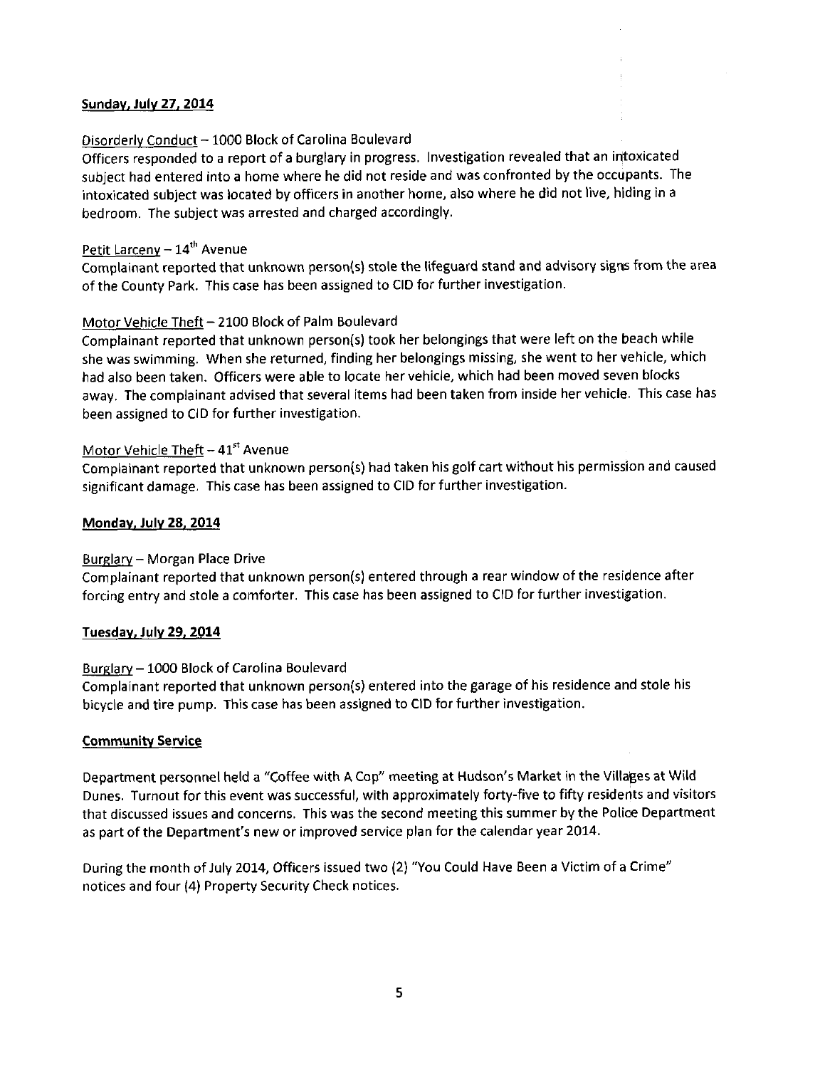**Sunday, July 27, 2014**

Disorderly Conduct – 1000 Block of Carolina Boulevard
Officers responded to a report of a burglary in progress. Investigation revealed that an intoxicated subject had entered into a home where he did not reside and was confronted by the occupants. The intoxicated subject was located by officers in another home, also where he did not live, hiding in a bedroom. The subject was arrested and charged accordingly.

Petit Larceny – 14th Avenue
Complainant reported that unknown person(s) stole the lifeguard stand and advisory signs from the area of the County Park. This case has been assigned to CID for further investigation.

Motor Vehicle Theft – 2100 Block of Palm Boulevard
Complainant reported that unknown person(s) took her belongings that were left on the beach while she was swimming. When she returned, finding her belongings missing, she went to her vehicle, which had also been taken. Officers were able to locate her vehicle, which had been moved seven blocks away. The complainant advised that several items had been taken from inside her vehicle. This case has been assigned to CID for further investigation.

Motor Vehicle Theft – 41st Avenue
Complainant reported that unknown person(s) had taken his golf cart without his permission and caused significant damage. This case has been assigned to CID for further investigation.

**Monday, July 28, 2014**

Burglary – Morgan Place Drive
Complainant reported that unknown person(s) entered through a rear window of the residence after forcing entry and stole a comforter. This case has been assigned to CID for further investigation.

**Tuesday, July 29, 2014**

Burglary – 1000 Block of Carolina Boulevard
Complainant reported that unknown person(s) entered into the garage of his residence and stole his bicycle and tire pump. This case has been assigned to CID for further investigation.

**Community Service**

Department personnel held a "Coffee with A Cop" meeting at Hudson's Market in the Villages at Wild Dunes. Turnout for this event was successful, with approximately forty-five to fifty residents and visitors that discussed issues and concerns. This was the second meeting this summer by the Police Department as part of the Department's new or improved service plan for the calendar year 2014.

During the month of July 2014, Officers issued two (2) "You Could Have Been a Victim of a Crime" notices and four (4) Property Security Check notices.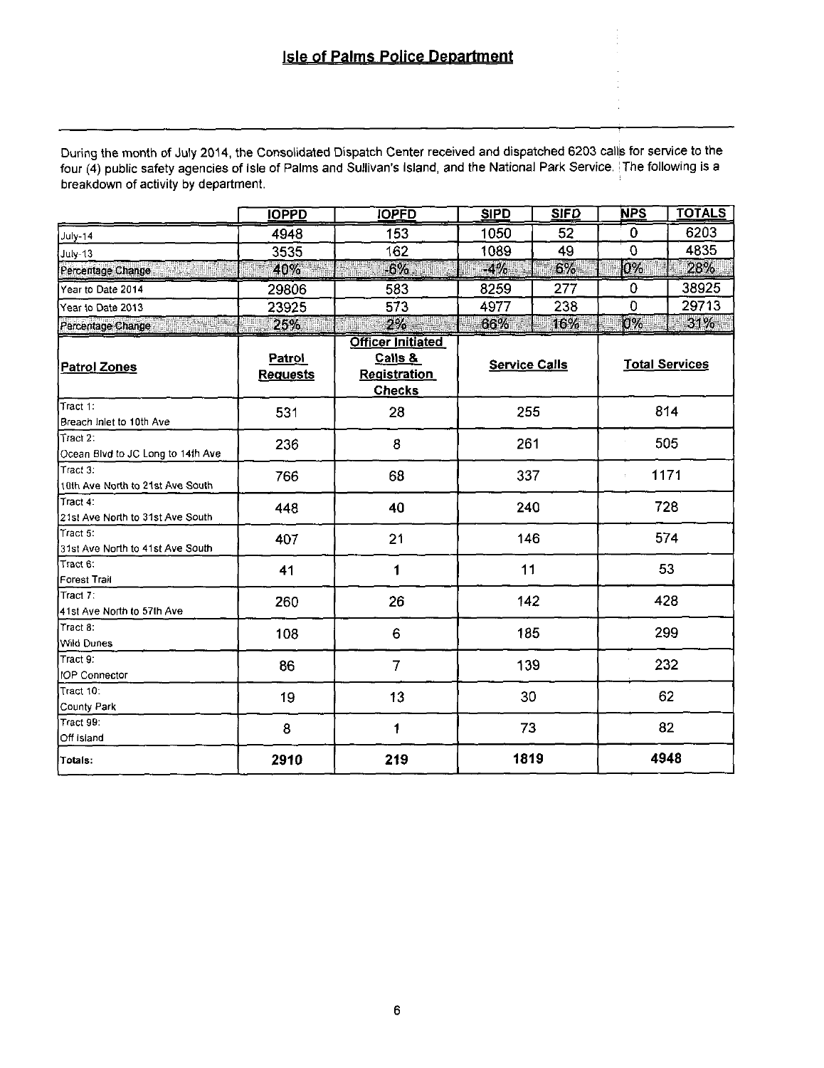## Isle of Palms Police Department

During the month of July 2014, the Consolidated Dispatch Center received and dispatched 6203 calls for service to the four (4) public safety agencies of Isle of Palms and Sullivan's Island, and the National Park Service. The following is a breakdown of activity by department.

| | IOPPD | IOPFD | SIPD | SIFD | NPS | TOTALS |
|---|---|---|---|---|---|---|
| July-14 | 4948 | 153 | 1050 | 52 | 0 | 6203 |
| July-13 | 3535 | 162 | 1089 | 49 | 0 | 4835 |
| Percentage Change | 40% | -6% | -4% | 6% | 0% | 28% |
| Year to Date 2014 | 29806 | 583 | 8259 | 277 | 0 | 38925 |
| Year to Date 2013 | 23925 | 573 | 4977 | 238 | 0 | 29713 |
| Percentage Change | 25% | 2% | 66% | 16% | 0% | 31% |

| Patrol Zones | Patrol Requests | Officer Initiated Calls & Registration Checks | Service Calls | Total Services |
|---|---|---|---|---|
| Tract 1: Breach Inlet to 10th Ave | 531 | 28 | 255 | 814 |
| Tract 2: Ocean Blvd to JC Long to 14th Ave | 236 | 8 | 261 | 505 |
| Tract 3: 10th Ave North to 21st Ave South | 766 | 68 | 337 | 1171 |
| Tract 4: 21st Ave North to 31st Ave South | 448 | 40 | 240 | 728 |
| Tract 5: 31st Ave North to 41st Ave South | 407 | 21 | 146 | 574 |
| Tract 6: Forest Trail | 41 | 1 | 11 | 53 |
| Tract 7: 41st Ave North to 57th Ave | 260 | 26 | 142 | 428 |
| Tract 8: Wild Dunes | 108 | 6 | 185 | 299 |
| Tract 9: IOP Connector | 86 | 7 | 139 | 232 |
| Tract 10: County Park | 19 | 13 | 30 | 62 |
| Tract 99: Off Island | 8 | 1 | 73 | 82 |
| **Totals:** | **2910** | **219** | **1819** | **4948** |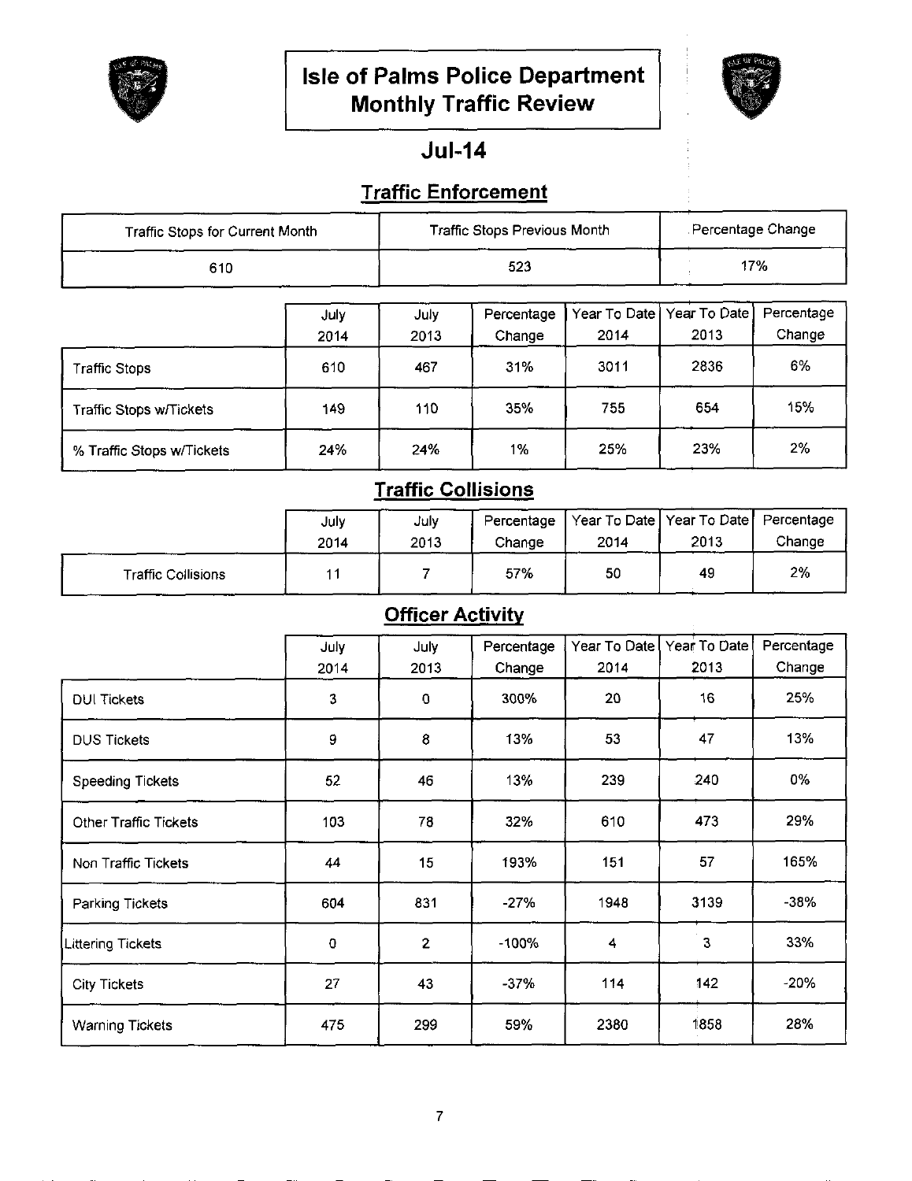# Isle of Palms Police Department
# Monthly Traffic Review

## Jul-14

### Traffic Enforcement

| Traffic Stops for Current Month | Traffic Stops Previous Month | Percentage Change |
|---|---|---|
| 610 | 523 | 17% |

| | July 2014 | July 2013 | Percentage Change | Year To Date 2014 | Year To Date 2013 | Percentage Change |
|---|---|---|---|---|---|---|
| Traffic Stops | 610 | 467 | 31% | 3011 | 2836 | 6% |
| Traffic Stops w/Tickets | 149 | 110 | 35% | 755 | 654 | 15% |
| % Traffic Stops w/Tickets | 24% | 24% | 1% | 25% | 23% | 2% |

### Traffic Collisions

| | July 2014 | July 2013 | Percentage Change | Year To Date 2014 | Year To Date 2013 | Percentage Change |
|---|---|---|---|---|---|---|
| Traffic Collisions | 11 | 7 | 57% | 50 | 49 | 2% |

### Officer Activity

| | July 2014 | July 2013 | Percentage Change | Year To Date 2014 | Year To Date 2013 | Percentage Change |
|---|---|---|---|---|---|---|
| DUI Tickets | 3 | 0 | 300% | 20 | 16 | 25% |
| DUS Tickets | 9 | 8 | 13% | 53 | 47 | 13% |
| Speeding Tickets | 52 | 46 | 13% | 239 | 240 | 0% |
| Other Traffic Tickets | 103 | 78 | 32% | 610 | 473 | 29% |
| Non Traffic Tickets | 44 | 15 | 193% | 151 | 57 | 165% |
| Parking Tickets | 604 | 831 | -27% | 1948 | 3139 | -38% |
| Littering Tickets | 0 | 2 | -100% | 4 | 3 | 33% |
| City Tickets | 27 | 43 | -37% | 114 | 142 | -20% |
| Warning Tickets | 475 | 299 | 59% | 2380 | 1858 | 28% |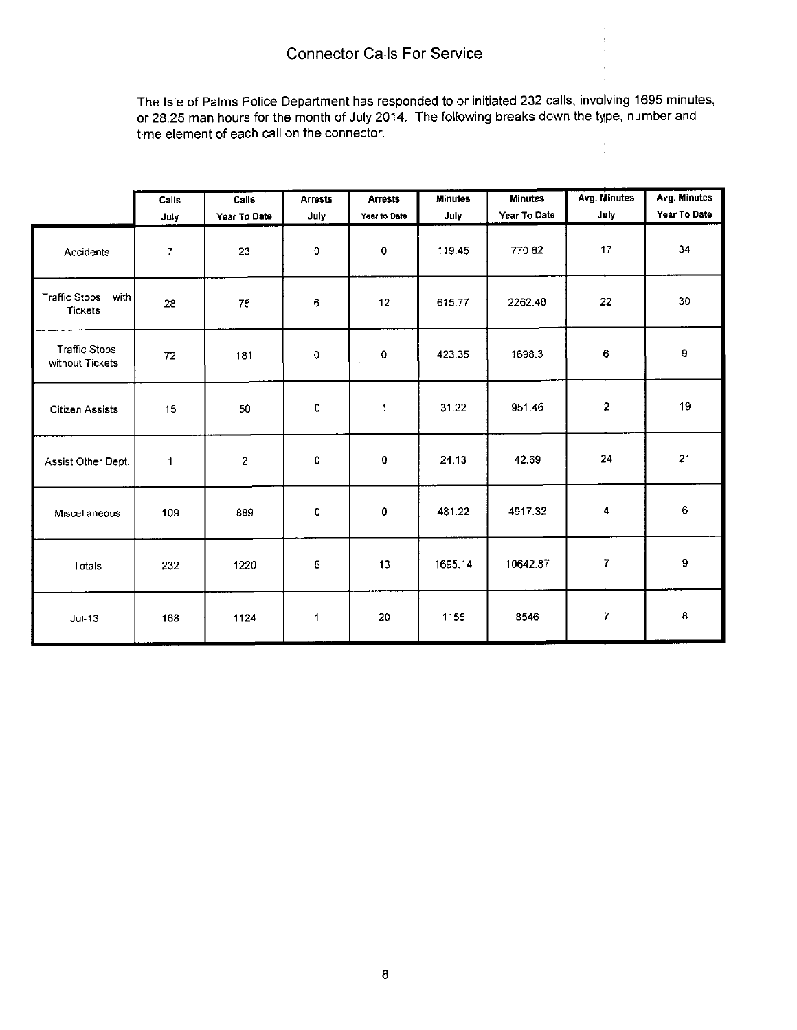# Connector Calls For Service

The Isle of Palms Police Department has responded to or initiated 232 calls, involving 1695 minutes, or 28.25 man hours for the month of July 2014. The following breaks down the type, number and time element of each call on the connector.

| | Calls July | Calls Year To Date | Arrests July | Arrests Year to Date | Minutes July | Minutes Year To Date | Avg. Minutes July | Avg. Minutes Year To Date |
|---|---|---|---|---|---|---|---|---|
| Accidents | 7 | 23 | 0 | 0 | 119.45 | 770.62 | 17 | 34 |
| Traffic Stops with Tickets | 28 | 75 | 6 | 12 | 615.77 | 2262.48 | 22 | 30 |
| Traffic Stops without Tickets | 72 | 181 | 0 | 0 | 423.35 | 1698.3 | 6 | 9 |
| Citizen Assists | 15 | 50 | 0 | 1 | 31.22 | 951.46 | 2 | 19 |
| Assist Other Dept. | 1 | 2 | 0 | 0 | 24.13 | 42.69 | 24 | 21 |
| Miscellaneous | 109 | 889 | 0 | 0 | 481.22 | 4917.32 | 4 | 6 |
| Totals | 232 | 1220 | 6 | 13 | 1695.14 | 10642.87 | 7 | 9 |
| Jul-13 | 168 | 1124 | 1 | 20 | 1155 | 8546 | 7 | 8 |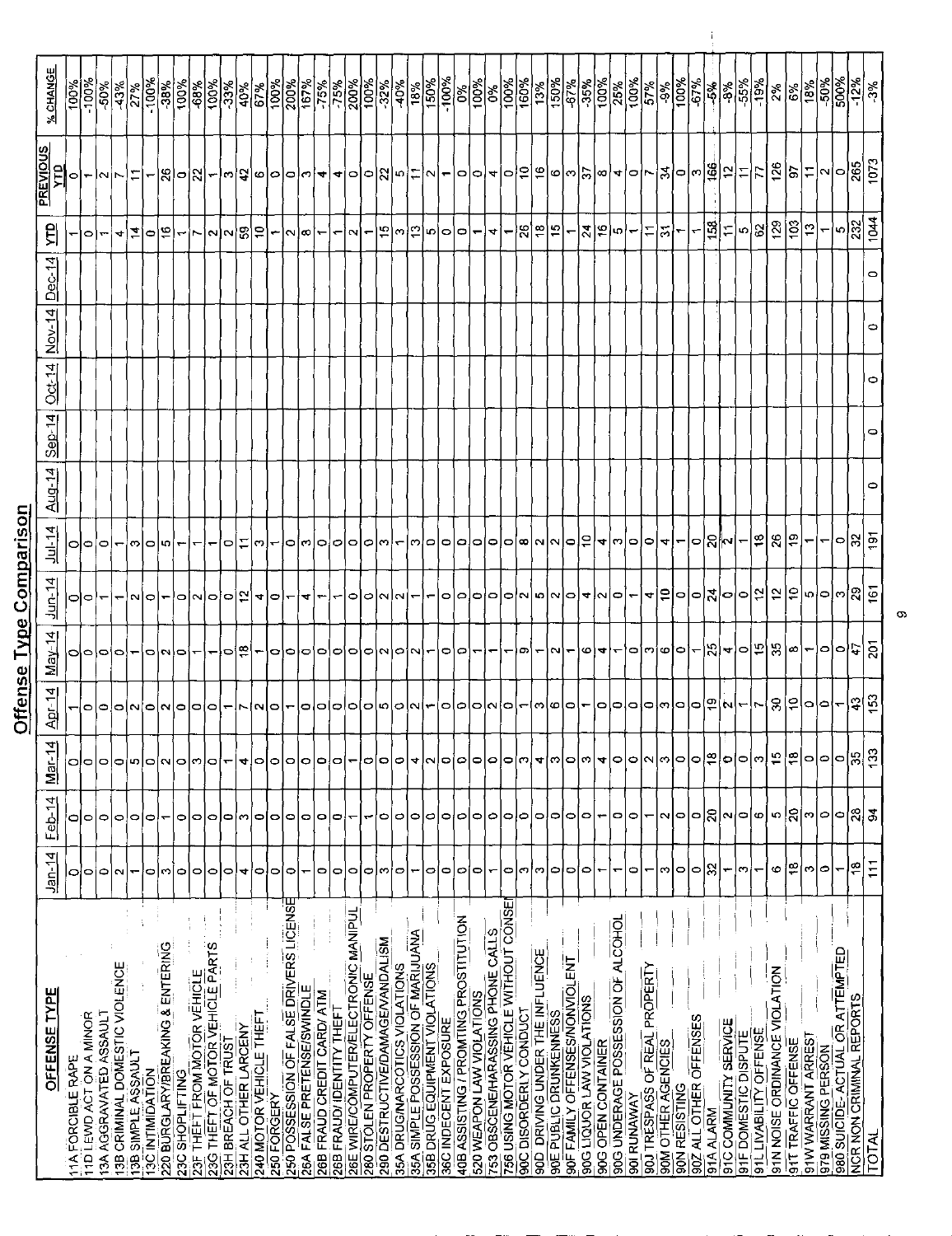# Offense Type Comparison

| OFFENSE TYPE | Jan-14 | Feb-14 | Mar-14 | Apr-14 | May-14 | Jun-14 | Jul-14 | Aug-14 | Sep-14 | Oct-14 | Nov-14 | Dec-14 | YTD | PREVIOUS YTD | % CHANGE |
|---|---|---|---|---|---|---|---|---|---|---|---|---|---|---|---|
| 11A FORCIBLE RAPE | 0 | 0 | 0 | 1 | 0 | 0 | 0 | | | | | | 1 | 0 | 100% |
| 11D LEWD ACT ON A MINOR | 0 | 0 | 0 | 0 | 0 | 0 | 0 | | | | | | 0 | 1 | -100% |
| 13A AGGRAVATED ASSAULT | 0 | 0 | 0 | 0 | 0 | 1 | 0 | | | | | | 1 | 2 | -50% |
| 13B CRIMINAL DOMESTIC VIOLENCE | 2 | 0 | 0 | 0 | 0 | 1 | 1 | | | | | | 4 | 7 | -43% |
| 13B SIMPLE ASSAULT | 1 | 0 | 5 | 2 | 1 | 2 | 3 | | | | | | 14 | 11 | 27% |
| 13C INTIMIDATION | 0 | 0 | 0 | 0 | 0 | 0 | 0 | | | | | | 0 | 1 | -100% |
| 220 BURGLARY/BREAKING & ENTERING | 3 | 1 | 2 | 2 | 2 | 1 | 5 | | | | | | 16 | 26 | -38% |
| 23C SHOPLIFTING | 0 | 0 | 0 | 0 | 0 | 0 | 1 | | | | | | 1 | 0 | 100% |
| 23F THEFT FROM MOTOR VEHICLE | 0 | 0 | 3 | 0 | 1 | 2 | 1 | | | | | | 7 | 22 | -68% |
| 23G THEFT OF MOTOR VEHICLE PARTS | 0 | 0 | 0 | 0 | 1 | 0 | 1 | | | | | | 2 | 1 | 100% |
| 23H BREACH OF TRUST | 0 | 0 | 1 | 1 | 0 | 0 | 0 | | | | | | 2 | 3 | -33% |
| 23H ALL OTHER LARCENY | 4 | 3 | 4 | 7 | 18 | 12 | 11 | | | | | | 59 | 42 | 40% |
| 240 MOTOR VEHICLE THEFT | 0 | 0 | 0 | 2 | 1 | 4 | 3 | | | | | | 10 | 6 | 67% |
| 250 FORGERY | 0 | 0 | 0 | 0 | 0 | 0 | 1 | | | | | | 1 | 0 | 100% |
| 250 POSSESSION OF FALSE DRIVERS LICENSE | 0 | 0 | 0 | 1 | 0 | 1 | 0 | | | | | | 2 | 0 | 200% |
| 26A FALSE PRETENSE/SWINDLE | 1 | 0 | 0 | 0 | 0 | 4 | 3 | | | | | | 8 | 3 | 167% |
| 26B FRAUD CREDIT CARD/ ATM | 0 | 0 | 0 | 0 | 0 | 1 | 0 | | | | | | 1 | 4 | -75% |
| 26B FRAUD/IDENTITY THEFT | 0 | 0 | 0 | 0 | 0 | 1 | 0 | | | | | | 1 | 4 | -75% |
| 26E WIRE/COMPUTER/ELECTRONIC MANIPUL | 0 | 1 | 1 | 0 | 0 | 0 | 0 | | | | | | 2 | 0 | 200% |
| 280 STOLEN PROPERTY OFFENSE | 0 | 1 | 0 | 0 | 0 | 0 | 0 | | | | | | 1 | 0 | 100% |
| 290 DESTRUCTIVE/DAMAGE/VANDALISM | 3 | 0 | 0 | 5 | 2 | 2 | 3 | | | | | | 15 | 22 | -32% |
| 35A DRUG/NARCOTICS VIOLATIONS | 0 | 0 | 0 | 0 | 0 | 2 | 1 | | | | | | 3 | 5 | -40% |
| 35A SIMPLE POSSESSION OF MARIJUANA | 1 | 0 | 4 | 2 | 2 | 1 | 3 | | | | | | 13 | 11 | 18% |
| 35B DRUG EQUIPMENT VIOLATIONS | 0 | 0 | 2 | 1 | 1 | 1 | 0 | | | | | | 5 | 2 | 150% |
| 36C INDECENT EXPOSURE | 0 | 0 | 0 | 0 | 0 | 0 | 0 | | | | | | 0 | 1 | -100% |
| 40B ASSISTING / PROMITING PROSTITUTION | 0 | 0 | 0 | 0 | 0 | 0 | 0 | | | | | | 0 | 0 | 0% |
| 520 WEAPON LAW VIOLATIONS | 0 | 0 | 0 | 0 | 1 | 0 | 0 | | | | | | 1 | 0 | 100% |
| 753 OBSCENE/HARASSING PHONE CALLS | 1 | 0 | 0 | 2 | 1 | 0 | 0 | | | | | | 4 | 4 | 0% |
| 756 USING MOTOR VEHICLE WITHOUT CONSENT | 0 | 0 | 0 | 0 | 1 | 0 | 0 | | | | | | 1 | 0 | 100% |
| 90C DISORDERLY CONDUCT | 3 | 0 | 3 | 1 | 9 | 2 | 8 | | | | | | 26 | 10 | 160% |
| 90D DRIVING UNDER THE INFLUENCE | 3 | 0 | 4 | 3 | 1 | 5 | 2 | | | | | | 18 | 16 | 13% |
| 90E PUBLIC DRUNKENNESS | 0 | 0 | 3 | 6 | 2 | 2 | 2 | | | | | | 15 | 6 | 150% |
| 90F FAMILY OFFENSES/NONVIOLENT | 0 | 0 | 0 | 0 | 1 | 0 | 0 | | | | | | 1 | 3 | -67% |
| 90G LIQUOR LAW VIOLATIONS | 0 | 0 | 3 | 1 | 6 | 4 | 10 | | | | | | 24 | 37 | -35% |
| 90G OPEN CONTAINER | 1 | 1 | 4 | 0 | 4 | 2 | 4 | | | | | | 16 | 8 | 100% |
| 90G UNDERAGE POSSESSION OF ALCOHOL | 1 | 0 | 0 | 0 | 1 | 0 | 3 | | | | | | 5 | 4 | 25% |
| 90I RUNAWAY | 0 | 0 | 0 | 0 | 0 | 1 | 0 | | | | | | 1 | 0 | 100% |
| 90J TRESPASS OF REAL PROPERTY | 1 | 1 | 2 | 0 | 3 | 4 | 0 | | | | | | 11 | 7 | 57% |
| 90M OTHER AGENCIES | 3 | 2 | 3 | 3 | 6 | 10 | 4 | | | | | | 31 | 34 | -9% |
| 90N RESISTING | 0 | 0 | 0 | 0 | 0 | 0 | 1 | | | | | | 1 | 0 | 100% |
| 90Z ALL OTHER OFFENSES | 0 | 0 | 0 | 0 | 1 | 0 | 0 | | | | | | 1 | 3 | -67% |
| 91A ALARM | 32 | 20 | 18 | 19 | 25 | 24 | 20 | | | | | | 158 | 166 | -5% |
| 91C COMMUNITY SERVICE | 1 | 2 | 0 | 2 | 4 | 0 | 2 | | | | | | 11 | 12 | -8% |
| 91F DOMESTIC DISPUTE | 3 | 0 | 0 | 1 | 0 | 0 | 1 | | | | | | 5 | 11 | -55% |
| 91L LIVABILITY OFFENSE | 1 | 6 | 3 | 7 | 15 | 12 | 18 | | | | | | 62 | 77 | -19% |
| 91N NOISE ORDINANCE VIOLATION | 6 | 5 | 15 | 30 | 35 | 12 | 26 | | | | | | 129 | 126 | 2% |
| 91T TRAFFIC OFFENSE | 18 | 20 | 18 | 10 | 8 | 10 | 19 | | | | | | 103 | 97 | 6% |
| 91W WARRANT ARREST | 3 | 3 | 0 | 0 | 1 | 5 | 1 | | | | | | 13 | 11 | 18% |
| 979 MISSING PERSON | 0 | 0 | 0 | 0 | 0 | 0 | 1 | | | | | | 1 | 2 | -50% |
| 980 SUICIDE- ACTUAL OR ATTEMPTED | 1 | 0 | 0 | 1 | 0 | 3 | 0 | | | | | | 5 | 0 | 500% |
| NCR NON CRIMINAL REPORTS | 18 | 28 | 35 | 43 | 47 | 29 | 32 | | | | | | 232 | 265 | -12% |
| TOTAL | 111 | 94 | 133 | 153 | 201 | 161 | 191 | 0 | 0 | 0 | 0 | 0 | 1044 | 1073 | -3% |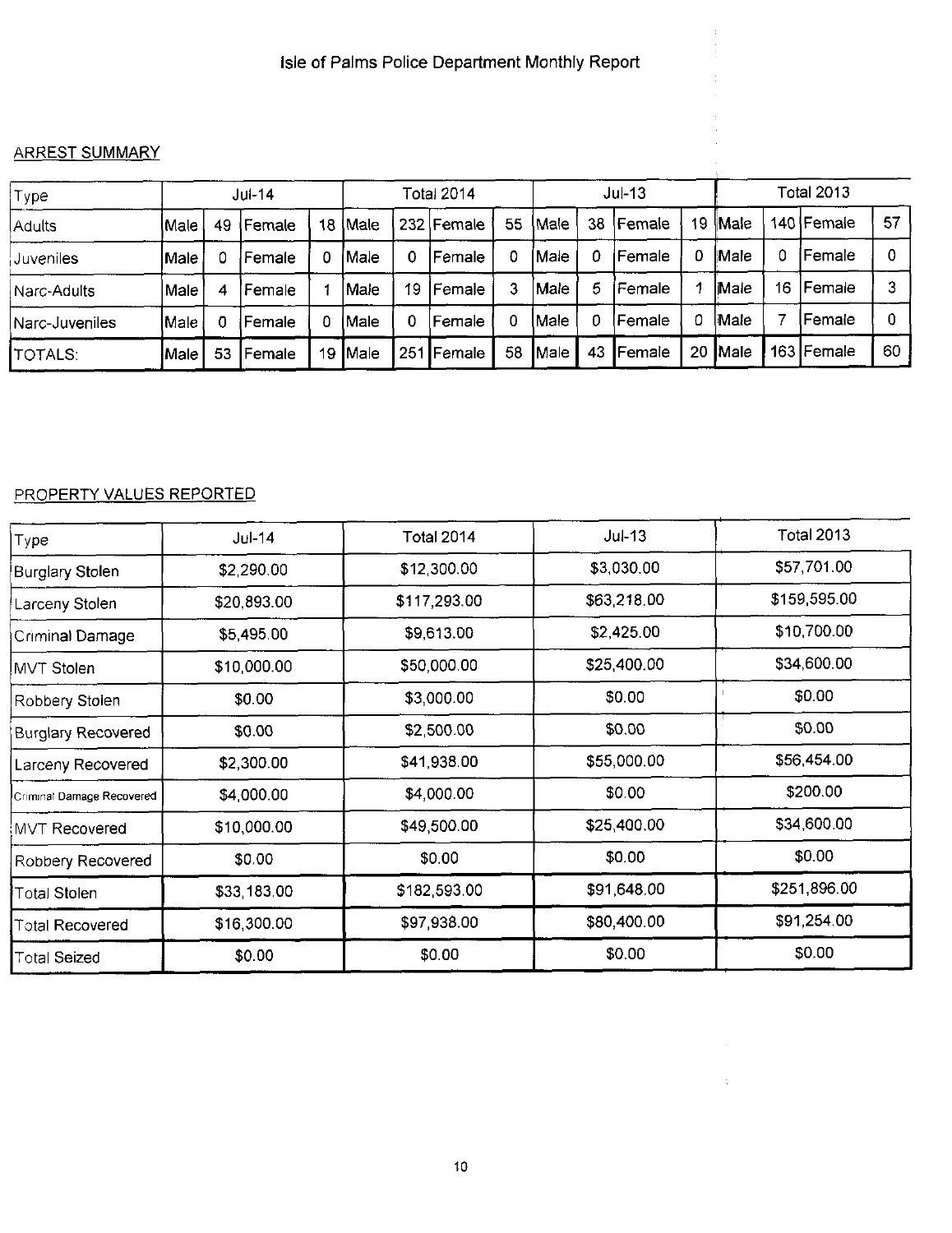# Isle of Palms Police Department Monthly Report

## ARREST SUMMARY

| Type | Jul-14 | | | | Total 2014 | | | | Jul-13 | | | | Total 2013 | | | |
|---|---|---|---|---|---|---|---|---|---|---|---|---|---|---|---|---|
| Adults | Male | 49 | Female | 18 | Male | 232 | Female | 55 | Male | 38 | Female | 19 | Male | 140 | Female | 57 |
| Juveniles | Male | 0 | Female | 0 | Male | 0 | Female | 0 | Male | 0 | Female | 0 | Male | 0 | Female | 0 |
| Narc-Adults | Male | 4 | Female | 1 | Male | 19 | Female | 3 | Male | 5 | Female | 1 | Male | 16 | Female | 3 |
| Narc-Juveniles | Male | 0 | Female | 0 | Male | 0 | Female | 0 | Male | 0 | Female | 0 | Male | 7 | Female | 0 |
| TOTALS: | Male | 53 | Female | 19 | Male | 251 | Female | 58 | Male | 43 | Female | 20 | Male | 163 | Female | 60 |

## PROPERTY VALUES REPORTED

| Type | Jul-14 | Total 2014 | Jul-13 | Total 2013 |
|---|---|---|---|---|
| Burglary Stolen | $2,290.00 | $12,300.00 | $3,030.00 | $57,701.00 |
| Larceny Stolen | $20,893.00 | $117,293.00 | $63,218.00 | $159,595.00 |
| Criminal Damage | $5,495.00 | $9,613.00 | $2,425.00 | $10,700.00 |
| MVT Stolen | $10,000.00 | $50,000.00 | $25,400.00 | $34,600.00 |
| Robbery Stolen | $0.00 | $3,000.00 | $0.00 | $0.00 |
| Burglary Recovered | $0.00 | $2,500.00 | $0.00 | $0.00 |
| Larceny Recovered | $2,300.00 | $41,938.00 | $55,000.00 | $56,454.00 |
| Criminal Damage Recovered | $4,000.00 | $4,000.00 | $0.00 | $200.00 |
| MVT Recovered | $10,000.00 | $49,500.00 | $25,400.00 | $34,600.00 |
| Robbery Recovered | $0.00 | $0.00 | $0.00 | $0.00 |
| Total Stolen | $33,183.00 | $182,593.00 | $91,648.00 | $251,896.00 |
| Total Recovered | $16,300.00 | $97,938.00 | $80,400.00 | $91,254.00 |
| Total Seized | $0.00 | $0.00 | $0.00 | $0.00 |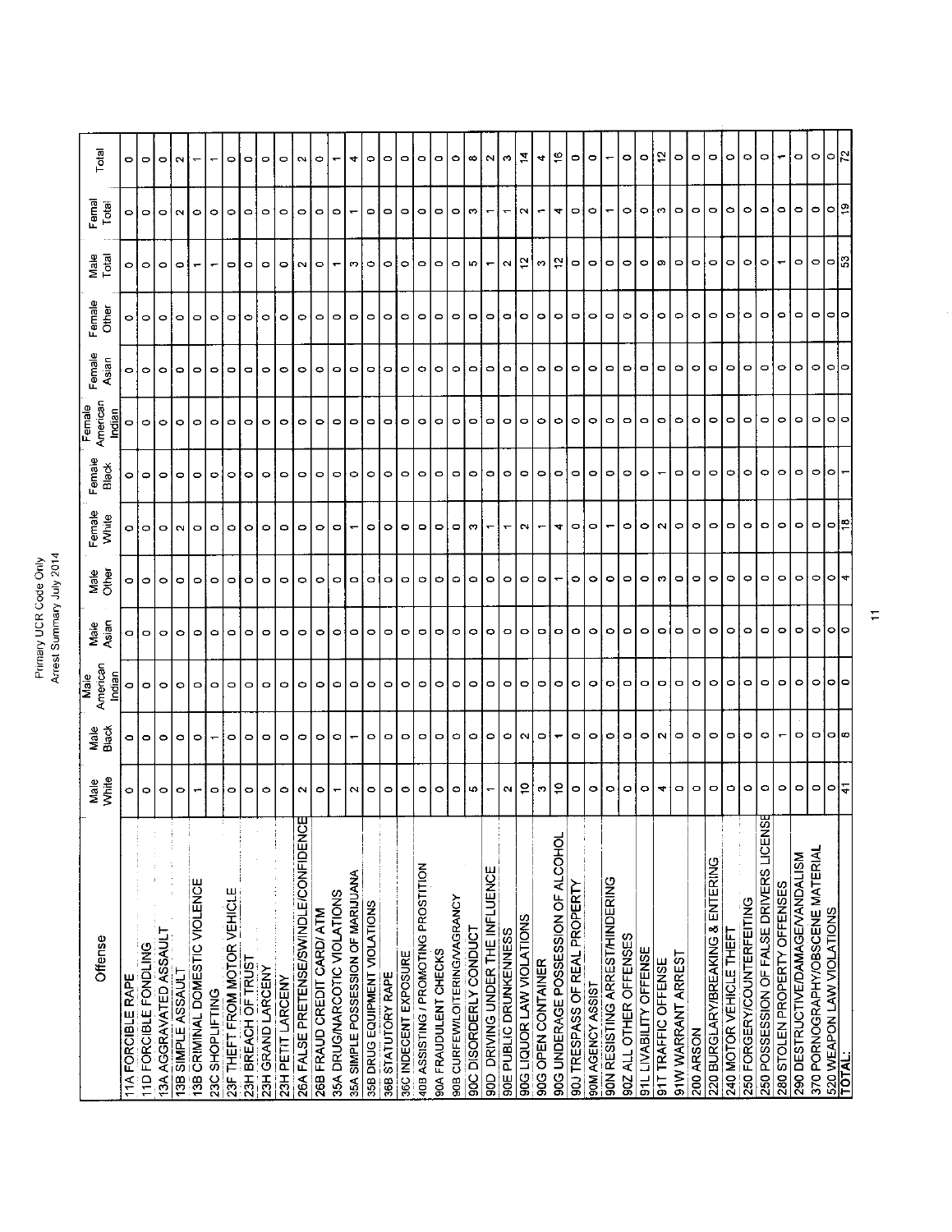# Primary UCR Code Only
## Arrest Summary July 2014

| Offense | Male White | Male Black | Male American Indian | Male Asian | Male Other | Female White | Female Black | Female American Indian | Female Asian | Female Other | Male Total | Femal Total | Total |
|---|---|---|---|---|---|---|---|---|---|---|---|---|---|
| 11A FORCIBLE RAPE | 0 | 0 | 0 | 0 | 0 | 0 | 0 | 0 | 0 | 0 | 0 | 0 | 0 |
| 11D FORCIBLE FONDLING | 0 | 0 | 0 | 0 | 0 | 0 | 0 | 0 | 0 | 0 | 0 | 0 | 0 |
| 13A AGGRAVATED ASSAULT | 0 | 0 | 0 | 0 | 0 | 0 | 0 | 0 | 0 | 0 | 0 | 0 | 0 |
| 13B SIMPLE ASSAULT | 0 | 0 | 0 | 0 | 0 | 2 | 0 | 0 | 0 | 0 | 0 | 2 | 2 |
| 13B CRIMINAL DOMESTIC VIOLENCE | 1 | 0 | 0 | 0 | 0 | 0 | 0 | 0 | 0 | 0 | 1 | 0 | 1 |
| 23C SHOPLIFTING | 0 | 1 | 0 | 0 | 0 | 0 | 0 | 0 | 0 | 0 | 1 | 0 | 1 |
| 23F THEFT FROM MOTOR VEHICLE | 0 | 0 | 0 | 0 | 0 | 0 | 0 | 0 | 0 | 0 | 0 | 0 | 0 |
| 23H BREACH OF TRUST | 0 | 0 | 0 | 0 | 0 | 0 | 0 | 0 | 0 | 0 | 0 | 0 | 0 |
| 23H GRAND LARCENY | 0 | 0 | 0 | 0 | 0 | 0 | 0 | 0 | 0 | 0 | 0 | 0 | 0 |
| 23H PETIT LARCENY | 0 | 0 | 0 | 0 | 0 | 0 | 0 | 0 | 0 | 0 | 0 | 0 | 0 |
| 26A FALSE PRETENSE/SWINDLE/CONFIDENCE | 2 | 0 | 0 | 0 | 0 | 0 | 0 | 0 | 0 | 0 | 2 | 0 | 2 |
| 26B FRAUD CREDIT CARD/ ATM | 0 | 0 | 0 | 0 | 0 | 0 | 0 | 0 | 0 | 0 | 0 | 0 | 0 |
| 35A DRUG/NARCOTIC VIOLATIONS | 1 | 0 | 0 | 0 | 0 | 0 | 0 | 0 | 0 | 0 | 1 | 0 | 1 |
| 35A SIMPLE POSSESSION OF MARIJUANA | 2 | 1 | 0 | 0 | 0 | 1 | 0 | 0 | 0 | 0 | 3 | 1 | 4 |
| 35B DRUG EQUIPMENT VIOLATIONS | 0 | 0 | 0 | 0 | 0 | 0 | 0 | 0 | 0 | 0 | 0 | 0 | 0 |
| 36B STATUTORY RAPE | 0 | 0 | 0 | 0 | 0 | 0 | 0 | 0 | 0 | 0 | 0 | 0 | 0 |
| 36C INDECENT EXPOSURE | 0 | 0 | 0 | 0 | 0 | 0 | 0 | 0 | 0 | 0 | 0 | 0 | 0 |
| 40B ASSISTING / PROMOTING PROSTITION | 0 | 0 | 0 | 0 | 0 | 0 | 0 | 0 | 0 | 0 | 0 | 0 | 0 |
| 90A FRAUDULENT CHECKS | 0 | 0 | 0 | 0 | 0 | 0 | 0 | 0 | 0 | 0 | 0 | 0 | 0 |
| 90B CURFEW/LOITERING/VAGRANCY | 0 | 0 | 0 | 0 | 0 | 0 | 0 | 0 | 0 | 0 | 0 | 0 | 0 |
| 90C DISORDERLY CONDUCT | 5 | 0 | 0 | 0 | 0 | 3 | 0 | 0 | 0 | 0 | 5 | 3 | 8 |
| 90D DRIVING UNDER THE INFLUENCE | 1 | 0 | 0 | 0 | 0 | 1 | 0 | 0 | 0 | 0 | 1 | 1 | 2 |
| 90E PUBLIC DRUNKENNESS | 2 | 0 | 0 | 0 | 0 | 1 | 0 | 0 | 0 | 0 | 2 | 1 | 3 |
| 90G LIQUOR LAW VIOLATIONS | 10 | 2 | 0 | 0 | 0 | 2 | 0 | 0 | 0 | 0 | 12 | 2 | 14 |
| 90G OPEN CONTAINER | 3 | 0 | 0 | 0 | 0 | 1 | 0 | 0 | 0 | 0 | 3 | 1 | 4 |
| 90G UNDERAGE POSSESSION OF ALCOHOL | 10 | 1 | 0 | 0 | 1 | 4 | 0 | 0 | 0 | 0 | 12 | 4 | 16 |
| 90J TRESPASS OF REAL PROPERTY | 0 | 0 | 0 | 0 | 0 | 0 | 0 | 0 | 0 | 0 | 0 | 0 | 0 |
| 90M AGENCY ASSIST | 0 | 0 | 0 | 0 | 0 | 0 | 0 | 0 | 0 | 0 | 0 | 0 | 0 |
| 90N RESISTING ARREST/HINDERING | 0 | 0 | 0 | 0 | 0 | 1 | 0 | 0 | 0 | 0 | 0 | 1 | 1 |
| 90Z ALL OTHER OFFENSES | 0 | 0 | 0 | 0 | 0 | 0 | 0 | 0 | 0 | 0 | 0 | 0 | 0 |
| 91L LIVABILITY OFFENSE | 0 | 0 | 0 | 0 | 0 | 0 | 0 | 0 | 0 | 0 | 0 | 0 | 0 |
| 91T TRAFFIC OFFENSE | 4 | 2 | 0 | 0 | 3 | 2 | 1 | 0 | 0 | 0 | 9 | 3 | 12 |
| 91W WARRANT ARREST | 0 | 0 | 0 | 0 | 0 | 0 | 0 | 0 | 0 | 0 | 0 | 0 | 0 |
| 200 ARSON | 0 | 0 | 0 | 0 | 0 | 0 | 0 | 0 | 0 | 0 | 0 | 0 | 0 |
| 220 BURGLARY/BREAKING & ENTERING | 0 | 0 | 0 | 0 | 0 | 0 | 0 | 0 | 0 | 0 | 0 | 0 | 0 |
| 240 MOTOR VEHICLE THEFT | 0 | 0 | 0 | 0 | 0 | 0 | 0 | 0 | 0 | 0 | 0 | 0 | 0 |
| 250 FORGERY/COUNTERFEITING | 0 | 0 | 0 | 0 | 0 | 0 | 0 | 0 | 0 | 0 | 0 | 0 | 0 |
| 250 POSSESSION OF FALSE DRIVERS LICENSE | 0 | 0 | 0 | 0 | 0 | 0 | 0 | 0 | 0 | 0 | 0 | 0 | 0 |
| 280 STOLEN PROPERTY OFFENSES | 0 | 1 | 0 | 0 | 0 | 0 | 0 | 0 | 0 | 0 | 1 | 0 | 1 |
| 290 DESTRUCTIVE/DAMAGE/VANDALISM | 0 | 0 | 0 | 0 | 0 | 0 | 0 | 0 | 0 | 0 | 0 | 0 | 0 |
| 370 PORNOGRAPHY/OBSCENE MATERIAL | 0 | 0 | 0 | 0 | 0 | 0 | 0 | 0 | 0 | 0 | 0 | 0 | 0 |
| 520 WEAPON LAW VIOLATIONS | 0 | 0 | 0 | 0 | 0 | 0 | 0 | 0 | 0 | 0 | 0 | 0 | 0 |
| TOTAL: | 41 | 8 | 0 | 0 | 4 | 18 | 1 | 0 | 0 | 0 | 53 | 19 | 72 |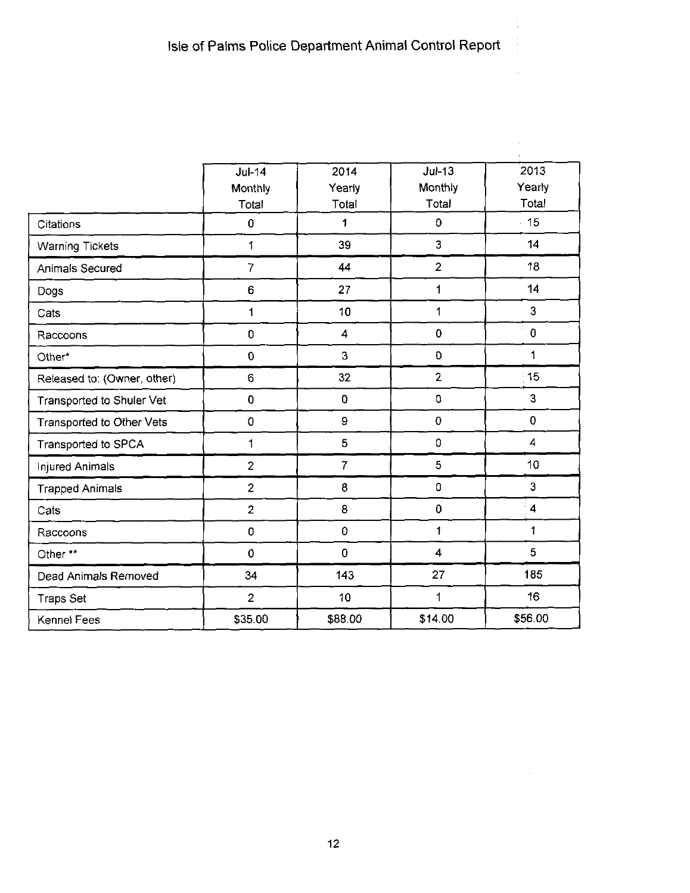# Isle of Palms Police Department Animal Control Report

| | Jul-14 Monthly Total | 2014 Yearly Total | Jul-13 Monthly Total | 2013 Yearly Total |
|---|---|---|---|---|
| Citations | 0 | 1 | 0 | 15 |
| Warning Tickets | 1 | 39 | 3 | 14 |
| Animals Secured | 7 | 44 | 2 | 18 |
| Dogs | 6 | 27 | 1 | 14 |
| Cats | 1 | 10 | 1 | 3 |
| Raccoons | 0 | 4 | 0 | 0 |
| Other* | 0 | 3 | 0 | 1 |
| Released to: (Owner, other) | 6 | 32 | 2 | 15 |
| Transported to Shuler Vet | 0 | 0 | 0 | 3 |
| Transported to Other Vets | 0 | 9 | 0 | 0 |
| Transported to SPCA | 1 | 5 | 0 | 4 |
| Injured Animals | 2 | 7 | 5 | 10 |
| Trapped Animals | 2 | 8 | 0 | 3 |
| Cats | 2 | 8 | 0 | 4 |
| Raccoons | 0 | 0 | 1 | 1 |
| Other ** | 0 | 0 | 4 | 5 |
| Dead Animals Removed | 34 | 143 | 27 | 185 |
| Traps Set | 2 | 10 | 1 | 16 |
| Kennel Fees | $35.00 | $88.00 | $14.00 | $56.00 |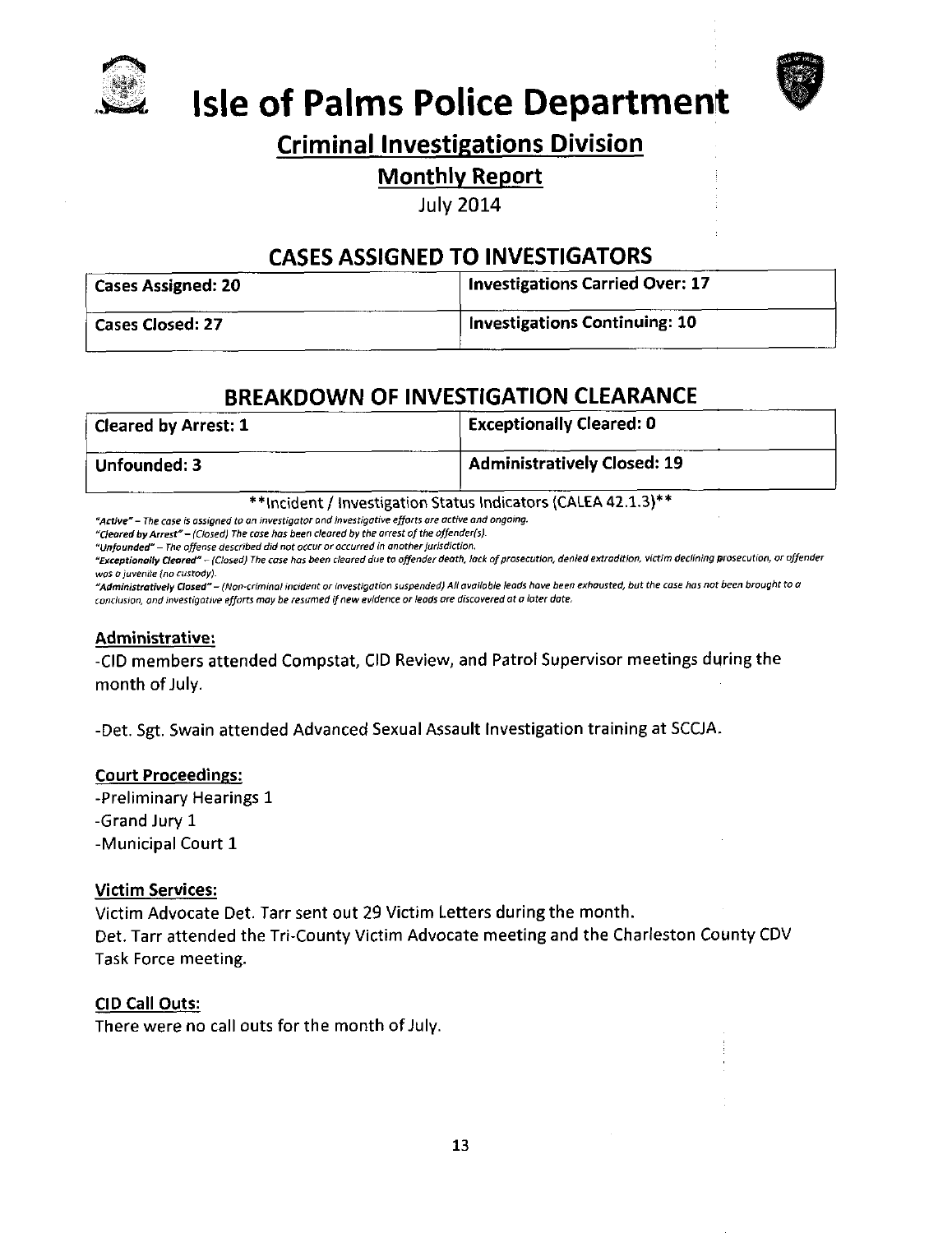# Isle of Palms Police Department

## Criminal Investigations Division

### Monthly Report

July 2014

## CASES ASSIGNED TO INVESTIGATORS

| Cases Assigned: 20 | Investigations Carried Over: 17 |
|---|---|
| Cases Closed: 27 | Investigations Continuing: 10 |

## BREAKDOWN OF INVESTIGATION CLEARANCE

| Cleared by Arrest: 1 | Exceptionally Cleared: 0 |
|---|---|
| Unfounded: 3 | Administratively Closed: 19 |

**Incident / Investigation Status Indicators (CALEA 42.1.3)**

*"Active" – The case is assigned to an investigator and investigative efforts are active and ongoing.*

*"Cleared by Arrest" – (Closed) The case has been cleared by the arrest of the offender(s).*

*"Unfounded" – The offense described did not occur or occurred in another jurisdiction.*

*"Exceptionally Cleared" – (Closed) The case has been cleared due to offender death, lack of prosecution, denied extradition, victim declining prosecution, or offender was a juvenile (no custody).*

*"Administratively Closed" – (Non-criminal incident or investigation suspended) All available leads have been exhausted, but the case has not been brought to a conclusion, and investigative efforts may be resumed if new evidence or leads are discovered at a later date.*

### Administrative:

-CID members attended Compstat, CID Review, and Patrol Supervisor meetings during the month of July.

-Det. Sgt. Swain attended Advanced Sexual Assault Investigation training at SCCJA.

### Court Proceedings:

-Preliminary Hearings 1
-Grand Jury 1
-Municipal Court 1

### Victim Services:

Victim Advocate Det. Tarr sent out 29 Victim Letters during the month.
Det. Tarr attended the Tri-County Victim Advocate meeting and the Charleston County CDV Task Force meeting.

### CID Call Outs:

There were no call outs for the month of July.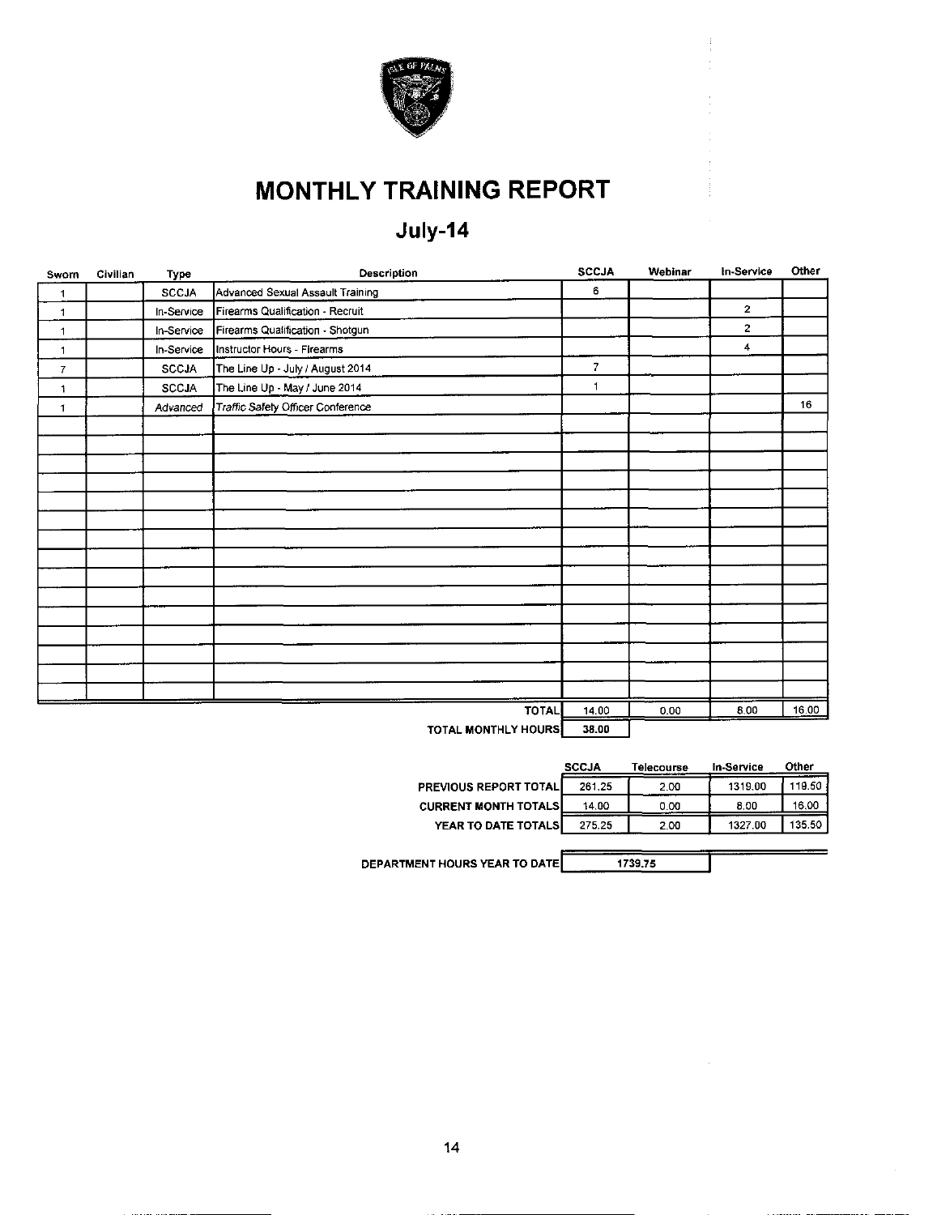# MONTHLY TRAINING REPORT

## July-14

| Sworn | Civilian | Type | Description | SCCJA | Webinar | In-Service | Other |
|---|---|---|---|---|---|---|---|
| 1 | | SCCJA | Advanced Sexual Assault Training | 6 | | | |
| 1 | | In-Service | Firearms Qualification - Recruit | | | 2 | |
| 1 | | In-Service | Firearms Qualification - Shotgun | | | 2 | |
| 1 | | In-Service | Instructor Hours - Firearms | | | 4 | |
| 7 | | SCCJA | The Line Up - July / August 2014 | 7 | | | |
| 1 | | SCCJA | The Line Up - May / June 2014 | 1 | | | |
| 1 | | *Advanced* | *Traffic Safety Officer Conference* | | | | 16 |
| | | | **TOTAL** | 14.00 | 0.00 | 8.00 | 16.00 |
| | | | **TOTAL MONTHLY HOURS** | **38.00** | | | |

| | SCCJA | Telecourse | In-Service | Other |
|---|---|---|---|---|
| **PREVIOUS REPORT TOTAL** | 261.25 | 2.00 | 1319.00 | 119.50 |
| **CURRENT MONTH TOTALS** | 14.00 | 0.00 | 8.00 | 16.00 |
| **YEAR TO DATE TOTALS** | 275.25 | 2.00 | 1327.00 | 135.50 |

| | |
|---|---|
| **DEPARTMENT HOURS YEAR TO DATE** | 1739.75 |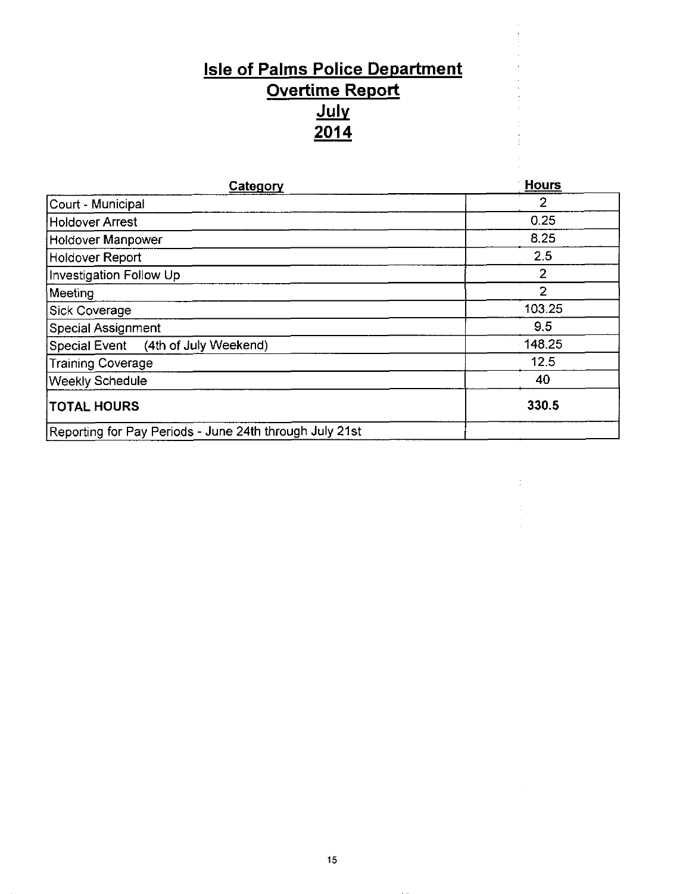# Isle of Palms Police Department

## Overtime Report

## July

## 2014

| Category | Hours |
|---|---|
| Court - Municipal | 2 |
| Holdover Arrest | 0.25 |
| Holdover Manpower | 8.25 |
| Holdover Report | 2.5 |
| Investigation Follow Up | 2 |
| Meeting | 2 |
| Sick Coverage | 103.25 |
| Special Assignment | 9.5 |
| Special Event (4th of July Weekend) | 148.25 |
| Training Coverage | 12.5 |
| Weekly Schedule | 40 |
| **TOTAL HOURS** | **330.5** |
| Reporting for Pay Periods - June 24th through July 21st | |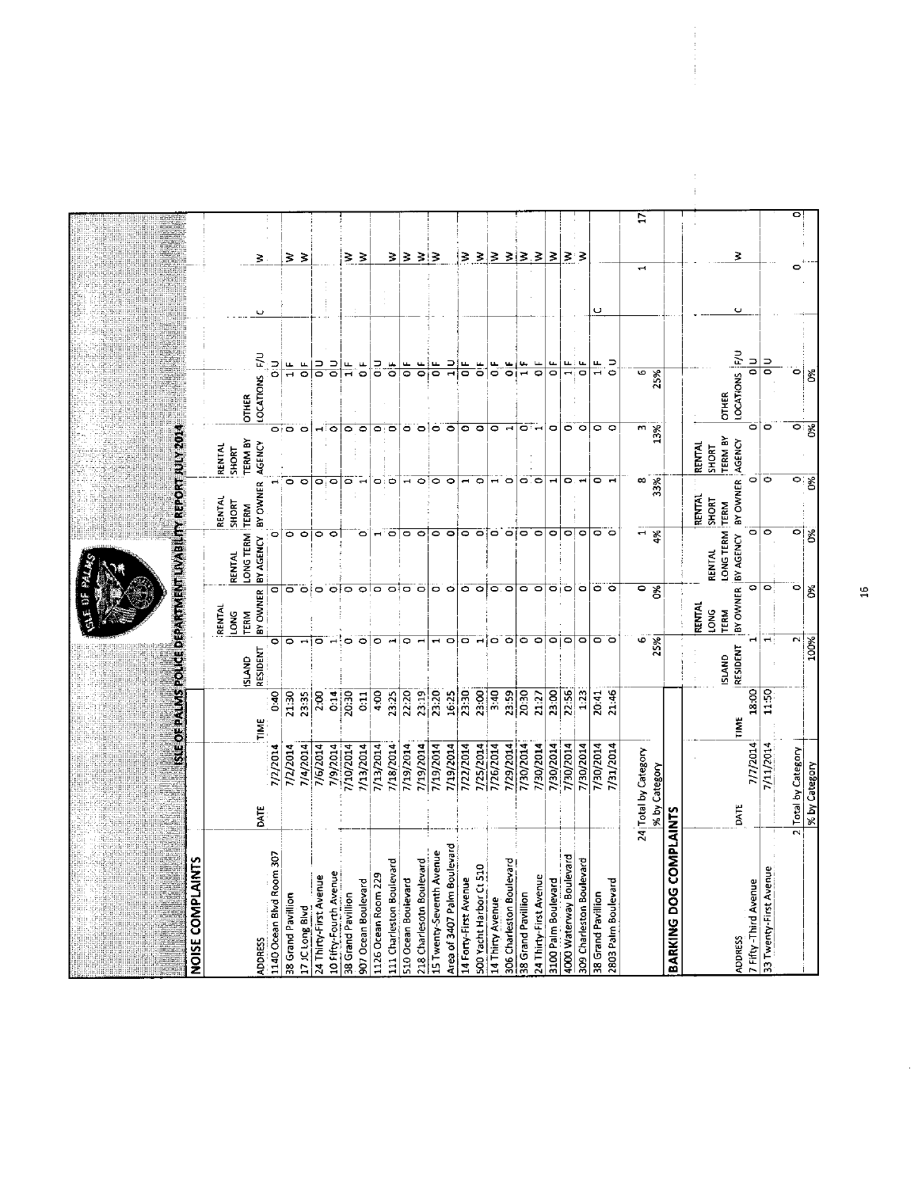# ISLE OF PALMS POLICE DEPARTMENT LIVABILITY REPORT JULY 2014

## NOISE COMPLAINTS

| ADDRESS | DATE | TIME | ISLAND RESIDENT | RENTAL LONG TERM BY OWNER | RENTAL LONG TERM BY AGENCY | RENTAL SHORT TERM BY OWNER | RENTAL SHORT TERM BY AGENCY | OTHER LOCATIONS | F/U | | |
|---|---|---|---|---|---|---|---|---|---|---|---|
| 1140 Ocean Blvd Room 307 | 7/2/2014 | 0:40 | 0 | 0 | 0 | 1 | 0 | 0 | U | C | W |
| 38 Grand Pavillion | 7/2/2014 | 21:30 | 0 | 0 | 0 | 0 | 0 | 1 | F | | W |
| 17 JC Long Blvd | 7/4/2014 | 23:35 | 1 | 0 | 0 | 0 | 0 | 0 | F | | W |
| 24 Thirty-First Avenue | 7/6/2014 | 2:00 | 0 | 0 | 0 | 0 | 1 | 0 | U | | |
| 10 Fifty-Fourth Avenue | 7/9/2014 | 0:14 | 1 | 0 | 0 | 0 | 0 | 0 | U | | |
| 38 Grand Pavillion | 7/10/2014 | 20:30 | 0 | 0 | 0 | 0 | 0 | 1 | F | | W |
| 907 Ocean Boulevard | 7/13/2014 | 0:11 | 0 | 0 | 0 | 1 | 0 | 0 | F | | W |
| 1126 Ocean Room 229 | 7/13/2014 | 4:00 | 0 | 0 | 1 | 0 | 0 | 0 | U | | |
| 111 Charleston Boulevard | 7/18/2014 | 23:25 | 1 | 0 | 0 | 0 | 0 | 0 | F | | W |
| 510 Ocean Boulevard | 7/19/2014 | 22:20 | 0 | 0 | 0 | 1 | 0 | 0 | F | | W |
| 218 Charlesotn Boulevard | 7/19/2014 | 23:19 | 1 | 0 | 0 | 0 | 0 | 0 | F | | W |
| 15 Twenty-Seventh Avenue | 7/19/2014 | 23:20 | 1 | 0 | 0 | 0 | 0 | 0 | F | | W |
| Area of 3407 Palm Boulevard | 7/19/2014 | 16:25 | 0 | 0 | 0 | 0 | 0 | 1 | U | | |
| 14 Forty-First Avenue | 7/22/2014 | 23:30 | 0 | 0 | 0 | 1 | 0 | 0 | F | | W |
| 500 Yacht Harbor Ct 510 | 7/25/2014 | 23:00 | 1 | 0 | 0 | 0 | 0 | 0 | F | | W |
| 14 Thirty Avenue | 7/26/2014 | 3:40 | 0 | 0 | 0 | 1 | 0 | 0 | F | | W |
| 306 Charleston Boulevard | 7/29/2014 | 23:59 | 0 | 0 | 0 | 0 | 1 | 0 | F | | W |
| 38 Grand Pavilion | 7/30/2014 | 20:30 | 0 | 0 | 0 | 0 | 0 | 1 | F | | W |
| 24 Thirty-First Avenue | 7/30/2014 | 21:27 | 0 | 0 | 0 | 0 | 1 | 0 | F | | W |
| 3100 Palm Boulevard | 7/30/2014 | 23:00 | 0 | 0 | 0 | 1 | 0 | 0 | F | | W |
| 4000 Waterway Boulevard | 7/30/2014 | 22:56 | 0 | 0 | 0 | 0 | 0 | 1 | F | | W |
| 309 Charleston Boulevard | 7/30/2014 | 1:23 | 0 | 0 | 0 | 1 | 0 | 0 | F | | W |
| 38 Grand Pavillion | 7/30/2014 | 20:41 | 0 | 0 | 0 | 0 | 0 | 1 | F | C | |
| 2803 Palm Boulevard | 7/31/2014 | 21:46 | 0 | 0 | 0 | 1 | 0 | 0 | U | | |
| 24 | Total by Category | | 6 | 0 | 1 | 8 | 3 | 6 | | 1 | 17 |
| | % by Category | | 25% | 0% | 4% | 33% | 13% | 25% | | | |

## BARKING DOG COMPLAINTS

| ADDRESS | DATE | TIME | ISLAND RESIDENT | RENTAL LONG TERM BY OWNER | RENTAL LONG TERM BY AGENCY | RENTAL SHORT TERM BY OWNER | RENTAL SHORT TERM BY AGENCY | OTHER LOCATIONS | F/U | | |
|---|---|---|---|---|---|---|---|---|---|---|---|
| 7 Fifty -Third Avenue | 7/7/2014 | 18:00 | 1 | 0 | 0 | 0 | 0 | 0 | U | C | W |
| 33 Twenty-First Avenue | 7/11/2014 | 11:50 | 1 | 0 | 0 | 0 | 0 | 0 | U | | |
| 2 | Total by Category | | 2 | 0 | 0 | 0 | 0 | 0 | | 0 | 0 |
| | % by Category | | 100% | 0% | 0% | 0% | 0% | 0% | | | |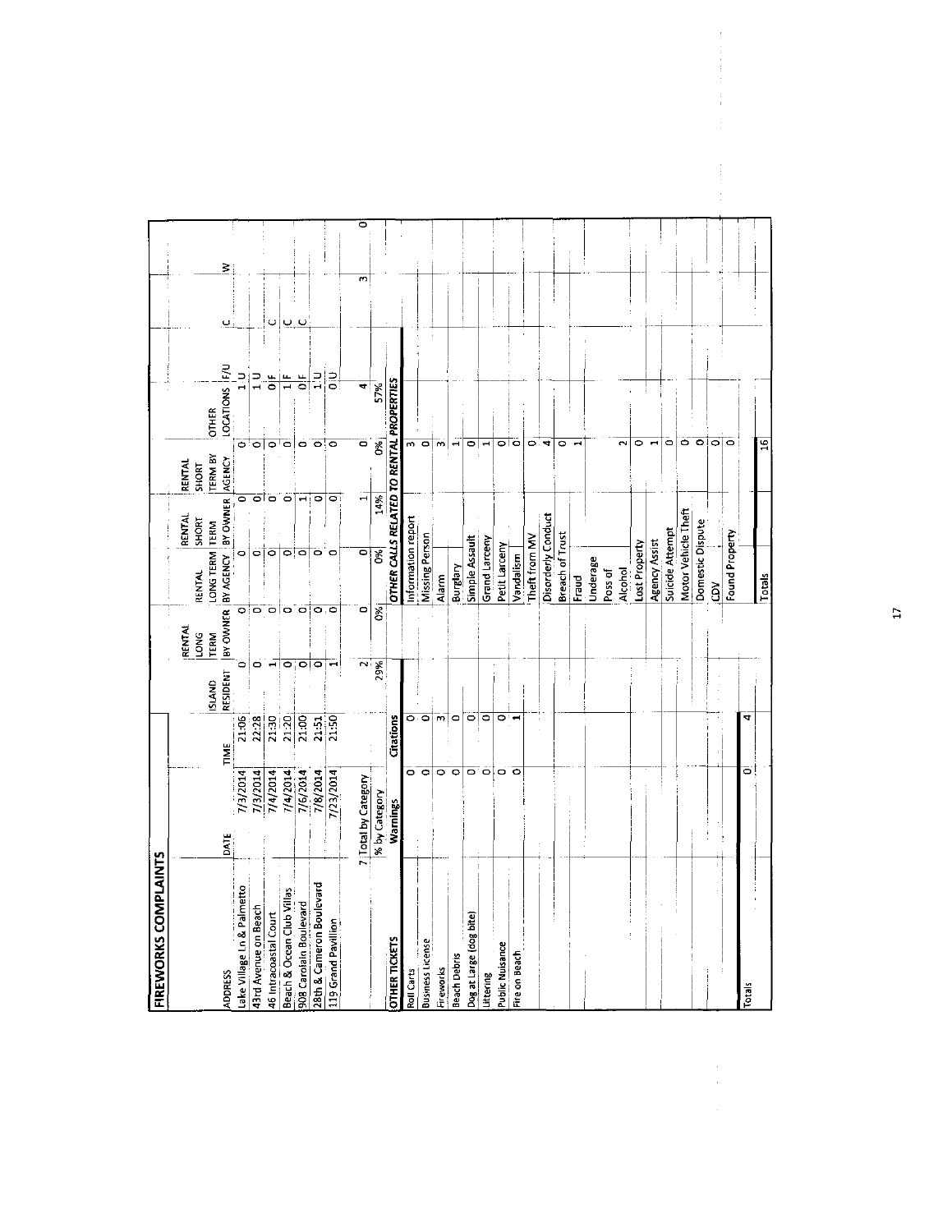## FIREWORKS COMPLAINTS

| ADDRESS | DATE | TIME | ISLAND RESIDENT | RENTAL LONG TERM BY OWNER | RENTAL LONG TERM BY AGENCY | RENTAL SHORT TERM BY OWNER | RENTAL SHORT TERM BY AGENCY | OTHER LOCATIONS | F/U | C | W |
|---|---|---|---|---|---|---|---|---|---|---|---|
| Lake Village Ln & Palmetto | 7/3/2014 | 21:06 | 0 | 0 | 0 | 0 | 0 | 1 | U | | |
| 43rd Avenue on Beach | 7/3/2014 | 22:28 | 0 | 0 | 0 | 0 | 0 | 1 | U | | |
| 46 Intracoastal Court | 7/4/2014 | 21:30 | 1 | 0 | 0 | 0 | 0 | 0 | F | C | |
| Beach & Ocean Club Villas | 7/4/2014 | 21:20 | 0 | 0 | 0 | 0 | 0 | 1 | F | C | |
| 908 Carolain Boulevard | 7/6/2014 | 21:00 | 0 | 0 | 0 | 1 | 0 | 0 | F | C | |
| 28th & Cameron Boulevard | 7/8/2014 | 21:51 | 0 | 0 | 0 | 0 | 0 | 1 | U | | |
| 119 Grand Pavillion | 7/23/2014 | 21:50 | 1 | 0 | 0 | 0 | 0 | 0 | U | | |
| 7 | Total by Category | | 2 | 0 | 0 | 1 | 0 | 4 | | 3 | 0 |
| | % by Category | | 29% | 0% | 0% | 14% | 0% | 57% | | | |

| OTHER TICKETS | Warnings | Citations |
|---|---|---|
| Roll Carts | 0 | 0 |
| Business License | 0 | 0 |
| Fireworks | 0 | 3 |
| Beach Debris | 0 | 0 |
| Dog at Large (dog bite) | 0 | 0 |
| Littering | 0 | 0 |
| Public Nuisance | 0 | 0 |
| Fire on Beach | 0 | 1 |
| Totals | 0 | 4 |

| OTHER CALLS RELATED TO RENTAL PROPERTIES | |
|---|---|
| Information report | 3 |
| Missing Person | 0 |
| Alarm | 3 |
| Burglary | 1 |
| Simple Assault | 0 |
| Grand Larceny | 1 |
| Petit Larceny | 0 |
| Vandalism | 0 |
| Theft from MV | 0 |
| Disorderly Conduct | 4 |
| Breach of Trust | 0 |
| Fraud | 1 |
| Underage Poss of Alcohol | 2 |
| Lost Property | 0 |
| Agency Assist | 1 |
| Suicide Attempt | 0 |
| Motor Vehicle Theft | 0 |
| Domestic Dispute | 0 |
| CDV | 0 |
| Found Property | 0 |
| Totals | 16 |